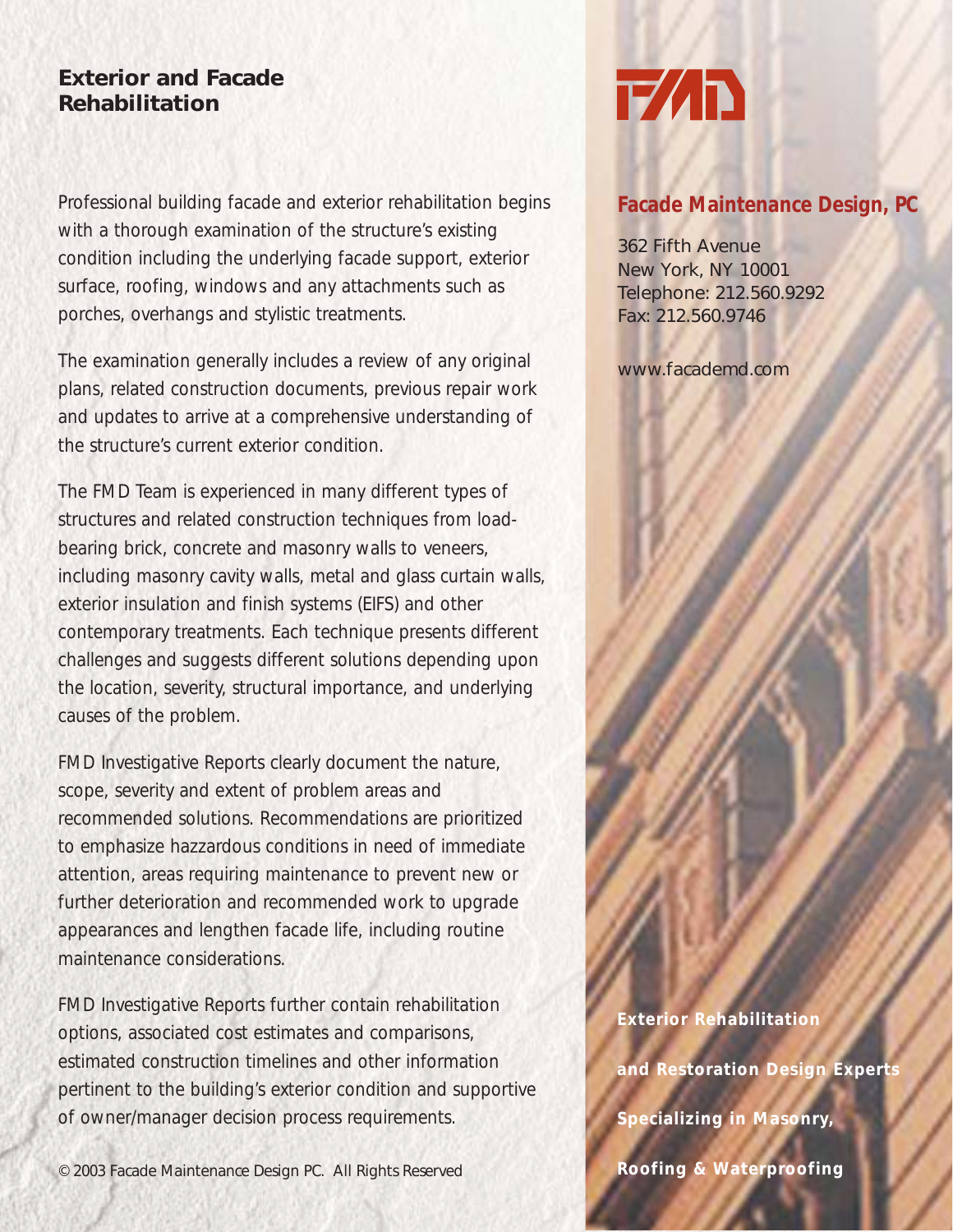## Exterior and Facade Rehabilitation

Professional building facade and exterior rehabilitation begins with a thorough examination of the structure's existing condition including the underlying facade support, exterior surface, roofing, windows and any attachments such as porches, overhangs and stylistic treatments.

The examination generally includes a review of any original plans, related construction documents, previous repair work and updates to arrive at a comprehensive understanding of the structure's current exterior condition.

The FMD Team is experienced in many different types of structures and related construction techniques from load-bearing brick, concrete and masonry walls to veneers, including masonry cavity walls, metal and glass curtain walls, exterior insulation and finish systems (EIFS) and other contemporary treatments. Each technique presents different challenges and suggests different solutions depending upon the location, severity, structural importance, and underlying causes of the problem.

FMD Investigative Reports clearly document the nature, scope, severity and extent of problem areas and recommended solutions. Recommendations are prioritized to emphasize hazzardous conditions in need of immediate attention, areas requiring maintenance to prevent new or further deterioration and recommended work to upgrade appearances and lengthen facade life, including routine maintenance considerations.

FMD Investigative Reports further contain rehabilitation options, associated cost estimates and comparisons, estimated construction timelines and other information pertinent to the building's exterior condition and supportive of owner/manager decision process requirements.

© 2003 Facade Maintenance Design PC. All Rights Reserved

FMD

**Facade Maintenance Design, PC**

362 Fifth Avenue
New York, NY 10001
Telephone: 212.560.9292
Fax: 212.560.9746

www.facademd.com

**Exterior Rehabilitation and Restoration Design Experts Specializing in Masonry, Roofing & Waterproofing**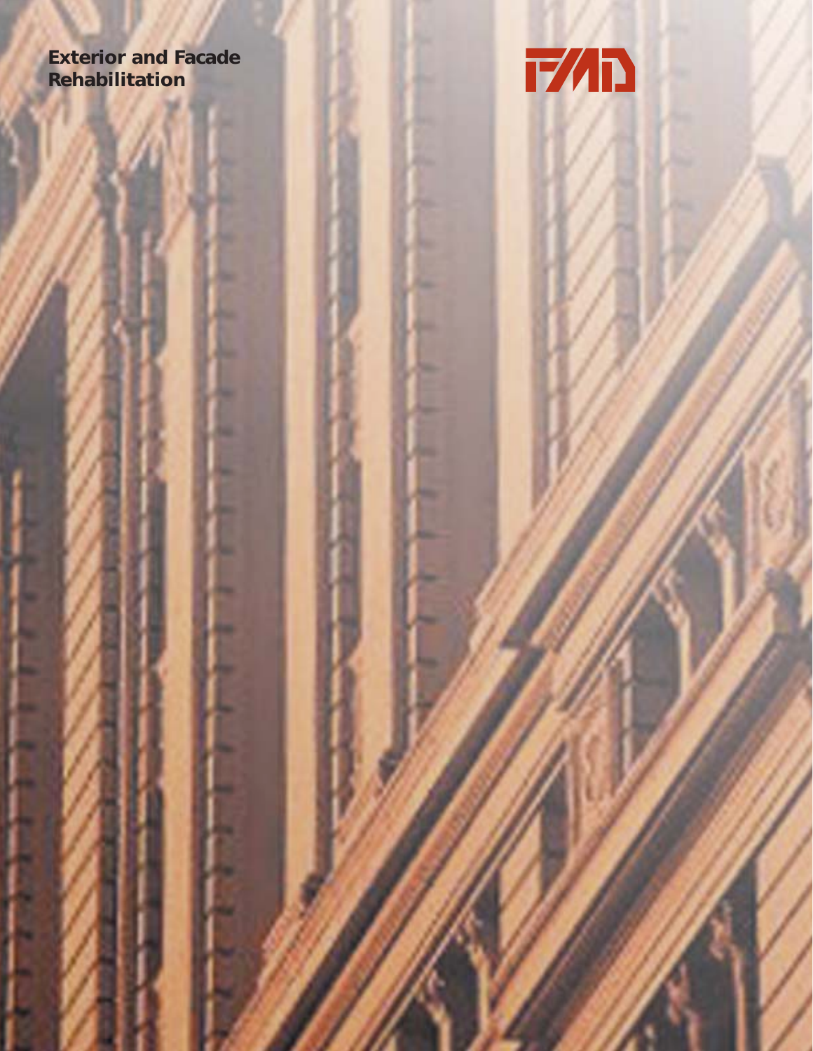**Exterior and Facade Rehabilitation**

FMD